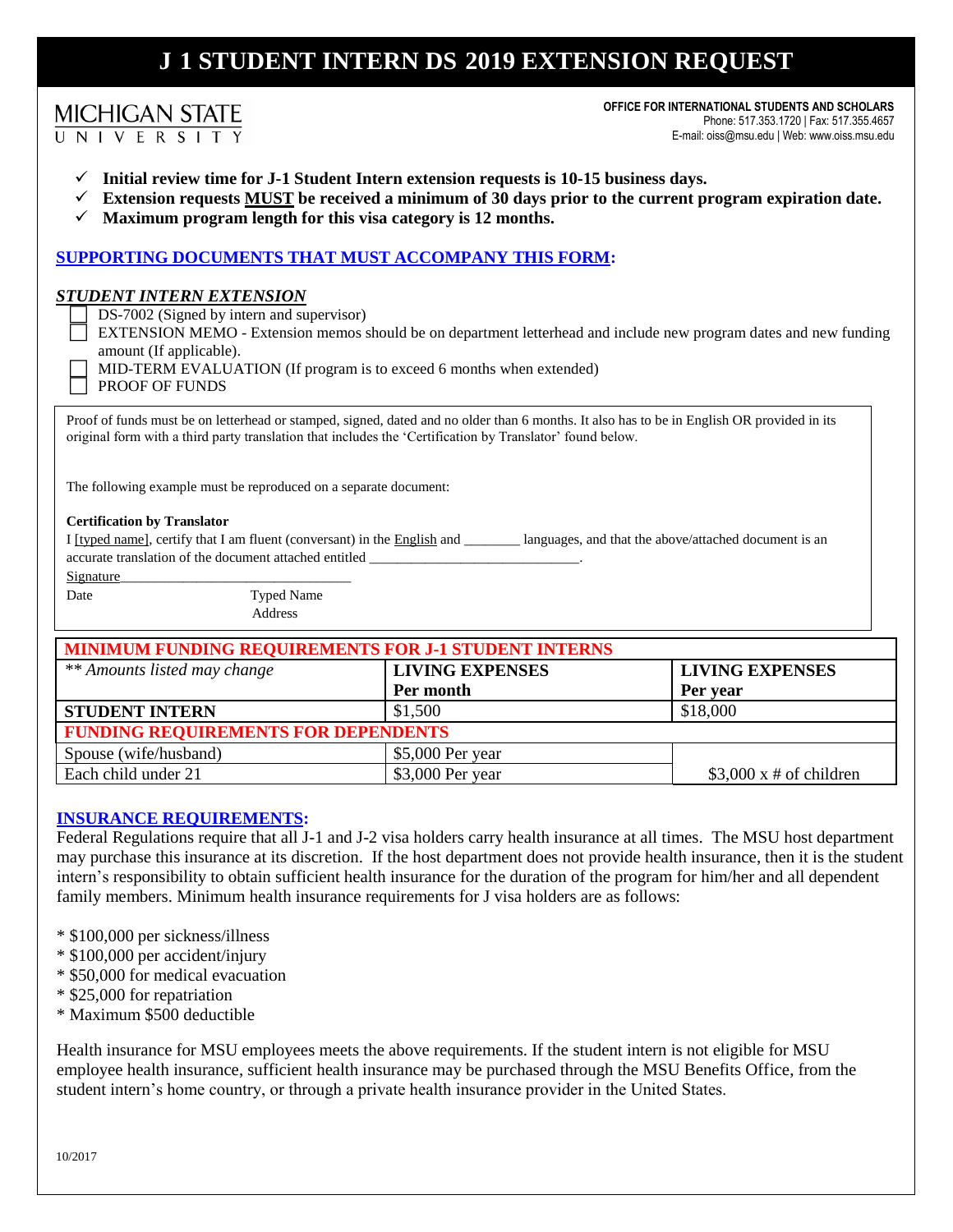# J 1 STUDENT INTERN DS 2019 EXTENSION REQUEST

MICHIGAN STATE UNIVERSITY

**OFFICE FOR INTERNATIONAL STUDENTS AND SCHOLARS**
Phone: 517.353.1720 | Fax: 517.355.4657
E-mail: oiss@msu.edu | Web: www.oiss.msu.edu

- ✓ **Initial review time for J-1 Student Intern extension requests is 10-15 business days.**
- ✓ **Extension requests MUST be received a minimum of 30 days prior to the current program expiration date.**
- ✓ **Maximum program length for this visa category is 12 months.**

## SUPPORTING DOCUMENTS THAT MUST ACCOMPANY THIS FORM:

### *STUDENT INTERN EXTENSION*

- ☐ DS-7002 (Signed by intern and supervisor)
- ☐ EXTENSION MEMO - Extension memos should be on department letterhead and include new program dates and new funding amount (If applicable).
- ☐ MID-TERM EVALUATION (If program is to exceed 6 months when extended)
- ☐ PROOF OF FUNDS

Proof of funds must be on letterhead or stamped, signed, dated and no older than 6 months. It also has to be in English OR provided in its original form with a third party translation that includes the 'Certification by Translator' found below.

The following example must be reproduced on a separate document:

**Certification by Translator**

I [typed name], certify that I am fluent (conversant) in the English and ________ languages, and that the above/attached document is an accurate translation of the document attached entitled ______________________________.

Signature________________________________

Date                    Typed Name
                        Address

| MINIMUM FUNDING REQUIREMENTS FOR J-1 STUDENT INTERNS | | |
|---|---|---|
| *\*\* Amounts listed may change* | **LIVING EXPENSES Per month** | **LIVING EXPENSES Per year** |
| **STUDENT INTERN** | $1,500 | $18,000 |
| **FUNDING REQUIREMENTS FOR DEPENDENTS** | | |
| Spouse (wife/husband) | $5,000 Per year | |
| Each child under 21 | $3,000 Per year | $3,000 x # of children |

## INSURANCE REQUIREMENTS:

Federal Regulations require that all J-1 and J-2 visa holders carry health insurance at all times. The MSU host department may purchase this insurance at its discretion. If the host department does not provide health insurance, then it is the student intern's responsibility to obtain sufficient health insurance for the duration of the program for him/her and all dependent family members. Minimum health insurance requirements for J visa holders are as follows:

* $100,000 per sickness/illness
* $100,000 per accident/injury
* $50,000 for medical evacuation
* $25,000 for repatriation
* Maximum $500 deductible

Health insurance for MSU employees meets the above requirements. If the student intern is not eligible for MSU employee health insurance, sufficient health insurance may be purchased through the MSU Benefits Office, from the student intern's home country, or through a private health insurance provider in the United States.

10/2017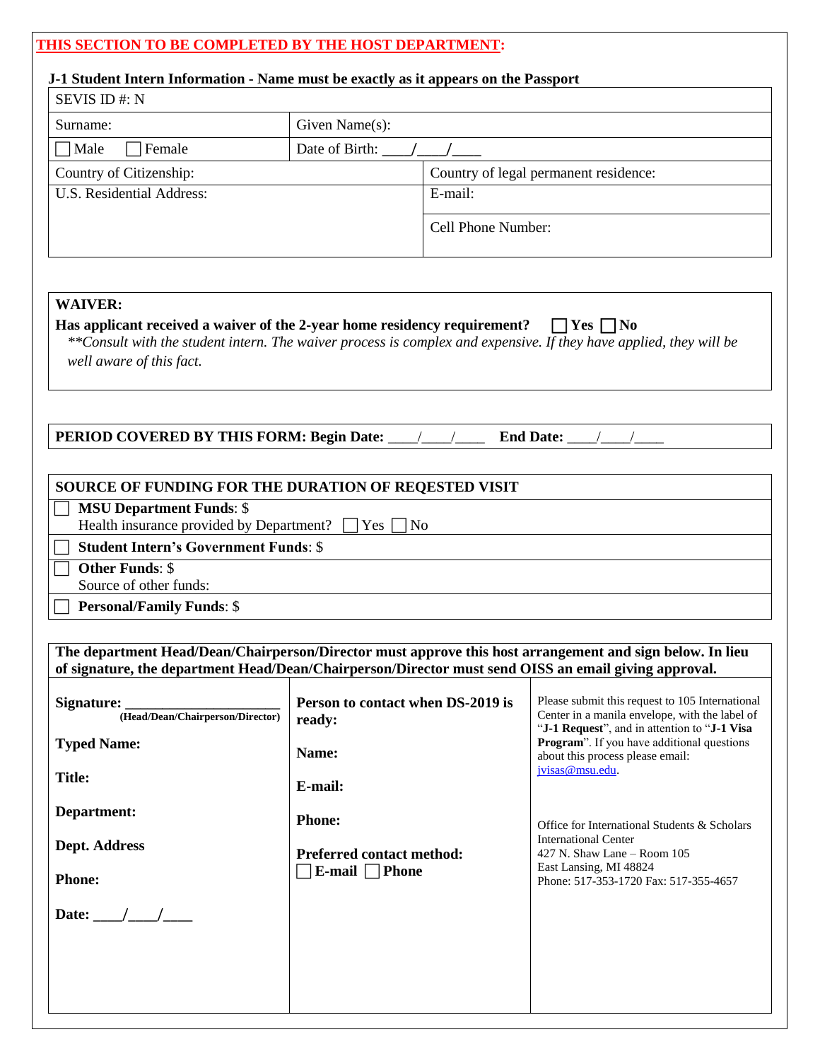**THIS SECTION TO BE COMPLETED BY THE HOST DEPARTMENT:**

**J-1 Student Intern Information - Name must be exactly as it appears on the Passport**

| SEVIS ID #: N | |
|---|---|
| Surname: | Given Name(s): |
| ☐ Male ☐ Female | Date of Birth: \_\_\_\_/\_\_\_\_/\_\_\_\_ |
| Country of Citizenship: | Country of legal permanent residence: |
| U.S. Residential Address: | E-mail: |
| | Cell Phone Number: |

**WAIVER:**

**Has applicant received a waiver of the 2-year home residency requirement?** ☐ **Yes** ☐ **No**

*\*\*Consult with the student intern. The waiver process is complex and expensive. If they have applied, they will be well aware of this fact.*

**PERIOD COVERED BY THIS FORM: Begin Date:** \_\_\_\_/\_\_\_\_/\_\_\_\_ **End Date:** \_\_\_\_/\_\_\_\_/\_\_\_\_

| SOURCE OF FUNDING FOR THE DURATION OF REQESTED VISIT |
|---|
| ☐ **MSU Department Funds**: $ <br> Health insurance provided by Department? ☐ Yes ☐ No |
| ☐ **Student Intern's Government Funds**: $ |
| ☐ **Other Funds**: $ <br> Source of other funds: |
| ☐ **Personal/Family Funds**: $ |

**The department Head/Dean/Chairperson/Director must approve this host arrangement and sign below. In lieu of signature, the department Head/Dean/Chairperson/Director must send OISS an email giving approval.**

| | | |
|---|---|---|
| **Signature:** \_\_\_\_\_\_\_\_\_\_\_\_\_\_\_\_\_\_\_\_ <br> **(Head/Dean/Chairperson/Director)** <br><br> **Typed Name:** <br><br> **Title:** <br><br> **Department:** <br><br> **Dept. Address** <br><br> **Phone:** <br><br> **Date:** \_\_\_\_/\_\_\_\_/\_\_\_\_ | **Person to contact when DS-2019 is ready:** <br><br> **Name:** <br><br> **E-mail:** <br><br> **Phone:** <br><br> **Preferred contact method:** <br> ☐ **E-mail** ☐ **Phone** | Please submit this request to 105 International Center in a manila envelope, with the label of "**J-1 Request**", and in attention to "**J-1 Visa Program**". If you have additional questions about this process please email: jvisas@msu.edu. <br><br> Office for International Students & Scholars <br> International Center <br> 427 N. Shaw Lane – Room 105 <br> East Lansing, MI 48824 <br> Phone: 517-353-1720 Fax: 517-355-4657 |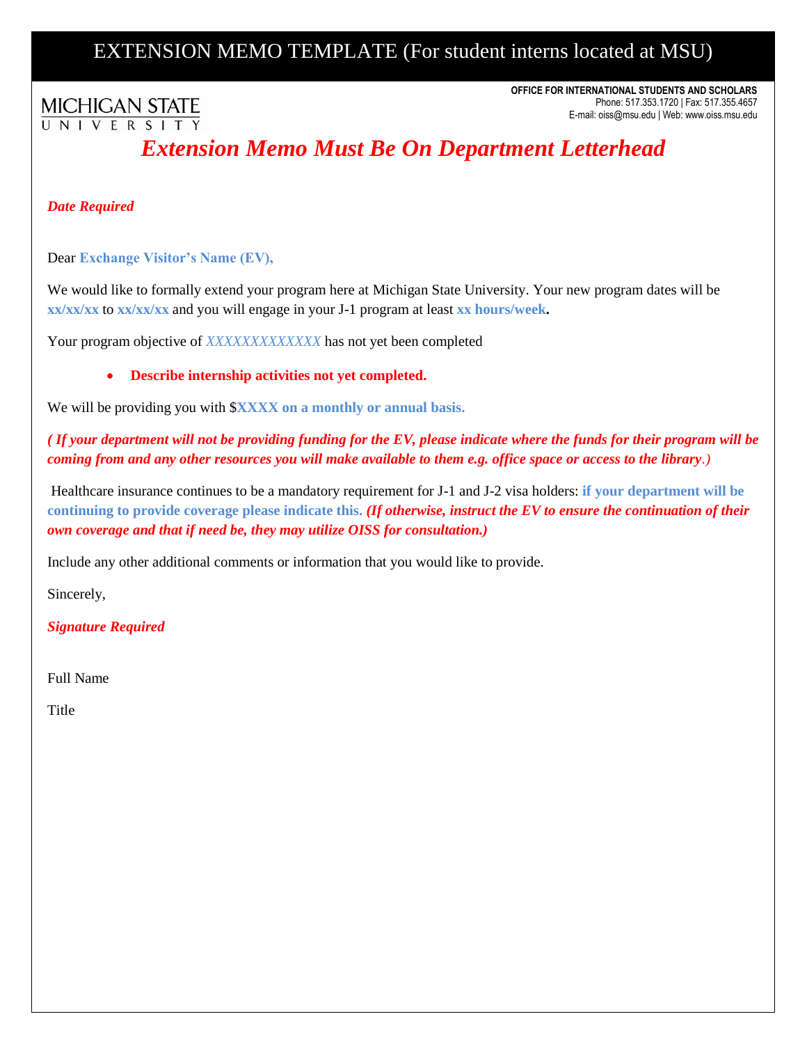# EXTENSION MEMO TEMPLATE (For student interns located at MSU)

MICHIGAN STATE UNIVERSITY

**OFFICE FOR INTERNATIONAL STUDENTS AND SCHOLARS**
Phone: 517.353.1720 | Fax: 517.355.4657
E-mail: oiss@msu.edu | Web: www.oiss.msu.edu

## *Extension Memo Must Be On Department Letterhead*

***Date Required***

Dear **Exchange Visitor's Name (EV),**

We would like to formally extend your program here at Michigan State University. Your new program dates will be **xx/xx/xx** to **xx/xx/xx** and you will engage in your J-1 program at least **xx hours/week.**

Your program objective of *XXXXXXXXXXXXX* has not yet been completed

- **Describe internship activities not yet completed.**

We will be providing you with $**XXXX on a monthly or annual basis.**

***( If your department will not be providing funding for the EV, please indicate where the funds for their program will be coming from and any other resources you will make available to them e.g. office space or access to the library.)***

Healthcare insurance continues to be a mandatory requirement for J-1 and J-2 visa holders: **if your department will be continuing to provide coverage please indicate this.** ***(If otherwise, instruct the EV to ensure the continuation of their own coverage and that if need be, they may utilize OISS for consultation.)***

Include any other additional comments or information that you would like to provide.

Sincerely,

***Signature Required***

Full Name

Title